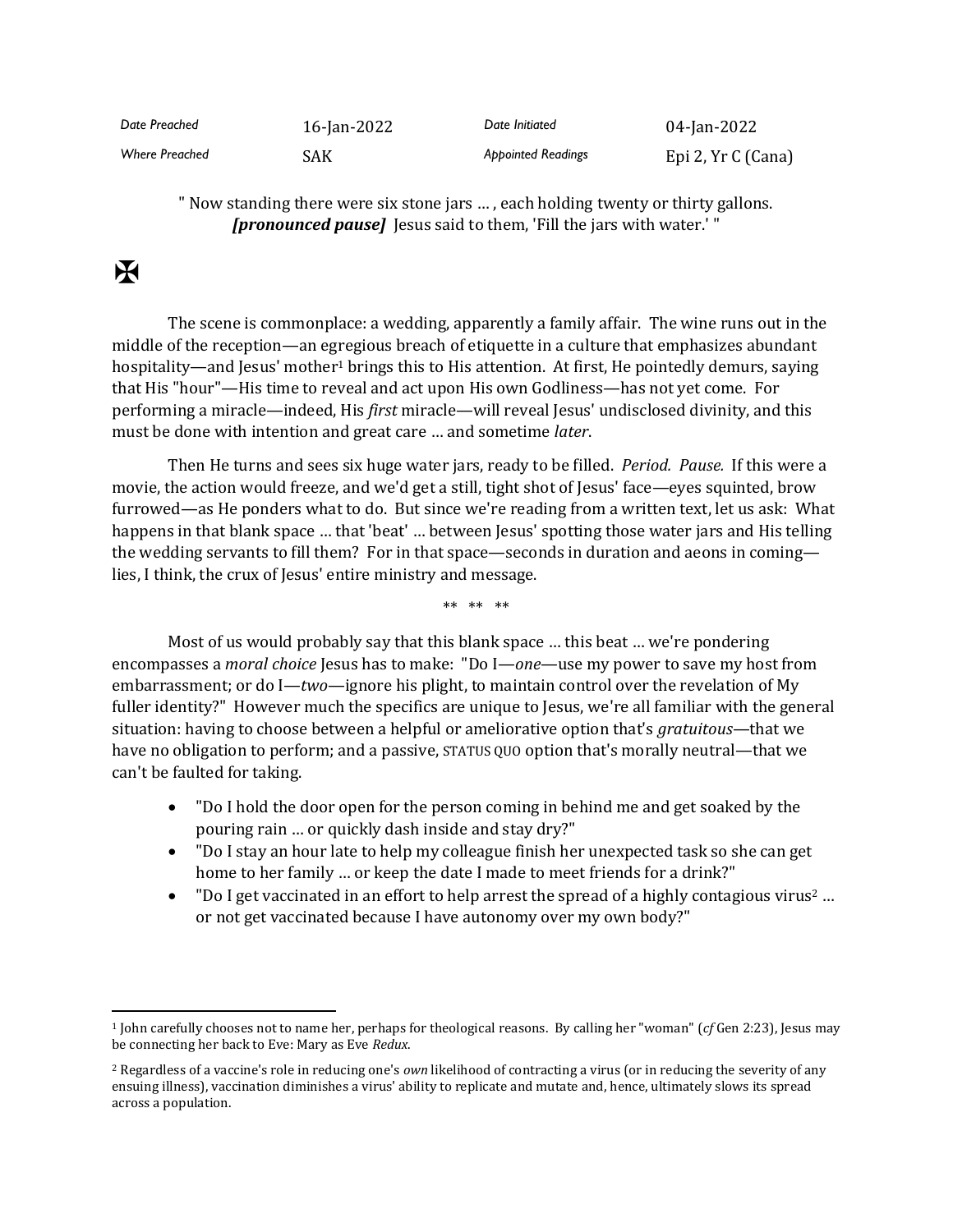| Date Preached | 16-Jan-2022 | Date Initiated | 04-Jan-2022 |
|---|---|---|---|
| Where Preached | SAK | Appointed Readings | Epi 2, Yr C (Cana) |

" Now standing there were six stone jars … , each holding twenty or thirty gallons. ***[pronounced pause]*** Jesus said to them, 'Fill the jars with water.' "

✠

The scene is commonplace: a wedding, apparently a family affair. The wine runs out in the middle of the reception—an egregious breach of etiquette in a culture that emphasizes abundant hospitality—and Jesus' mother[1] brings this to His attention. At first, He pointedly demurs, saying that His "hour"—His time to reveal and act upon His own Godliness—has not yet come. For performing a miracle—indeed, His *first* miracle—will reveal Jesus' undisclosed divinity, and this must be done with intention and great care … and sometime *later*.

Then He turns and sees six huge water jars, ready to be filled. *Period. Pause.* If this were a movie, the action would freeze, and we'd get a still, tight shot of Jesus' face—eyes squinted, brow furrowed—as He ponders what to do. But since we're reading from a written text, let us ask: What happens in that blank space … that 'beat' … between Jesus' spotting those water jars and His telling the wedding servants to fill them? For in that space—seconds in duration and aeons in coming—lies, I think, the crux of Jesus' entire ministry and message.

** ** **

Most of us would probably say that this blank space … this beat … we're pondering encompasses a *moral choice* Jesus has to make: "Do I—*one*—use my power to save my host from embarrassment; or do I—*two*—ignore his plight, to maintain control over the revelation of My fuller identity?" However much the specifics are unique to Jesus, we're all familiar with the general situation: having to choose between a helpful or ameliorative option that's *gratuitous*—that we have no obligation to perform; and a passive, STATUS QUO option that's morally neutral—that we can't be faulted for taking.

- "Do I hold the door open for the person coming in behind me and get soaked by the pouring rain … or quickly dash inside and stay dry?"
- "Do I stay an hour late to help my colleague finish her unexpected task so she can get home to her family … or keep the date I made to meet friends for a drink?"
- "Do I get vaccinated in an effort to help arrest the spread of a highly contagious virus[2] … or not get vaccinated because I have autonomy over my own body?"

---

[1] John carefully chooses not to name her, perhaps for theological reasons. By calling her "woman" (*cf* Gen 2:23), Jesus may be connecting her back to Eve: Mary as Eve *Redux*.

[2] Regardless of a vaccine's role in reducing one's *own* likelihood of contracting a virus (or in reducing the severity of any ensuing illness), vaccination diminishes a virus' ability to replicate and mutate and, hence, ultimately slows its spread across a population.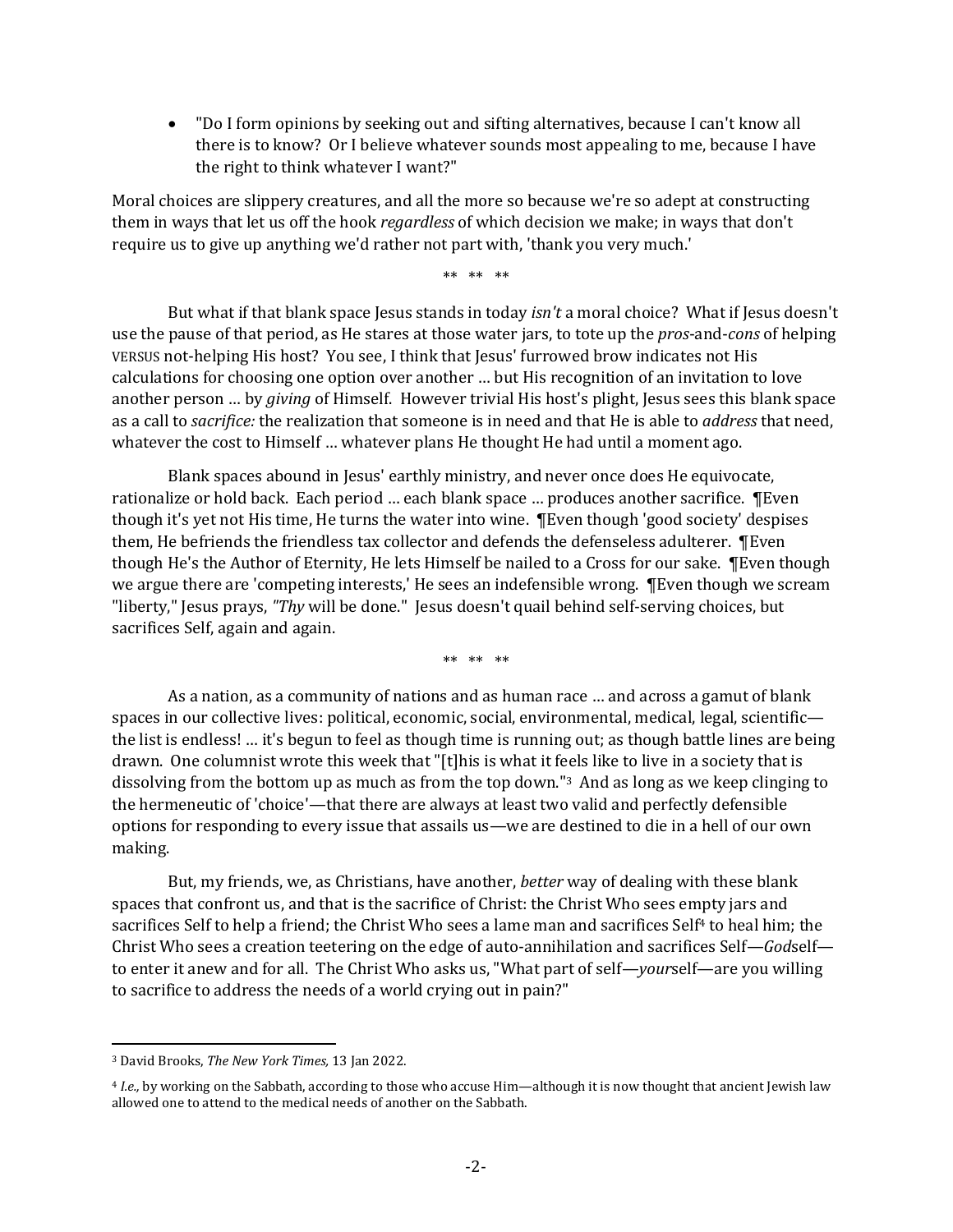- "Do I form opinions by seeking out and sifting alternatives, because I can't know all there is to know? Or I believe whatever sounds most appealing to me, because I have the right to think whatever I want?"

Moral choices are slippery creatures, and all the more so because we're so adept at constructing them in ways that let us off the hook *regardless* of which decision we make; in ways that don't require us to give up anything we'd rather not part with, 'thank you very much.'

** ** **

But what if that blank space Jesus stands in today *isn't* a moral choice? What if Jesus doesn't use the pause of that period, as He stares at those water jars, to tote up the *pros*-and-*cons* of helping VERSUS not-helping His host? You see, I think that Jesus' furrowed brow indicates not His calculations for choosing one option over another … but His recognition of an invitation to love another person … by *giving* of Himself. However trivial His host's plight, Jesus sees this blank space as a call to *sacrifice:* the realization that someone is in need and that He is able to *address* that need, whatever the cost to Himself … whatever plans He thought He had until a moment ago.

Blank spaces abound in Jesus' earthly ministry, and never once does He equivocate, rationalize or hold back. Each period … each blank space … produces another sacrifice. ¶Even though it's yet not His time, He turns the water into wine. ¶Even though 'good society' despises them, He befriends the friendless tax collector and defends the defenseless adulterer. ¶Even though He's the Author of Eternity, He lets Himself be nailed to a Cross for our sake. ¶Even though we argue there are 'competing interests,' He sees an indefensible wrong. ¶Even though we scream "liberty," Jesus prays, *"Thy* will be done." Jesus doesn't quail behind self-serving choices, but sacrifices Self, again and again.

** ** **

As a nation, as a community of nations and as human race … and across a gamut of blank spaces in our collective lives: political, economic, social, environmental, medical, legal, scientific—the list is endless! … it's begun to feel as though time is running out; as though battle lines are being drawn. One columnist wrote this week that "[t]his is what it feels like to live in a society that is dissolving from the bottom up as much as from the top down."[3] And as long as we keep clinging to the hermeneutic of 'choice'—that there are always at least two valid and perfectly defensible options for responding to every issue that assails us—we are destined to die in a hell of our own making.

But, my friends, we, as Christians, have another, *better* way of dealing with these blank spaces that confront us, and that is the sacrifice of Christ: the Christ Who sees empty jars and sacrifices Self to help a friend; the Christ Who sees a lame man and sacrifices Self[4] to heal him; the Christ Who sees a creation teetering on the edge of auto-annihilation and sacrifices Self—*God*self—to enter it anew and for all. The Christ Who asks us, "What part of self—*your*self—are you willing to sacrifice to address the needs of a world crying out in pain?"

---

[3] David Brooks, *The New York Times,* 13 Jan 2022.

[4] *I.e.,* by working on the Sabbath, according to those who accuse Him—although it is now thought that ancient Jewish law allowed one to attend to the medical needs of another on the Sabbath.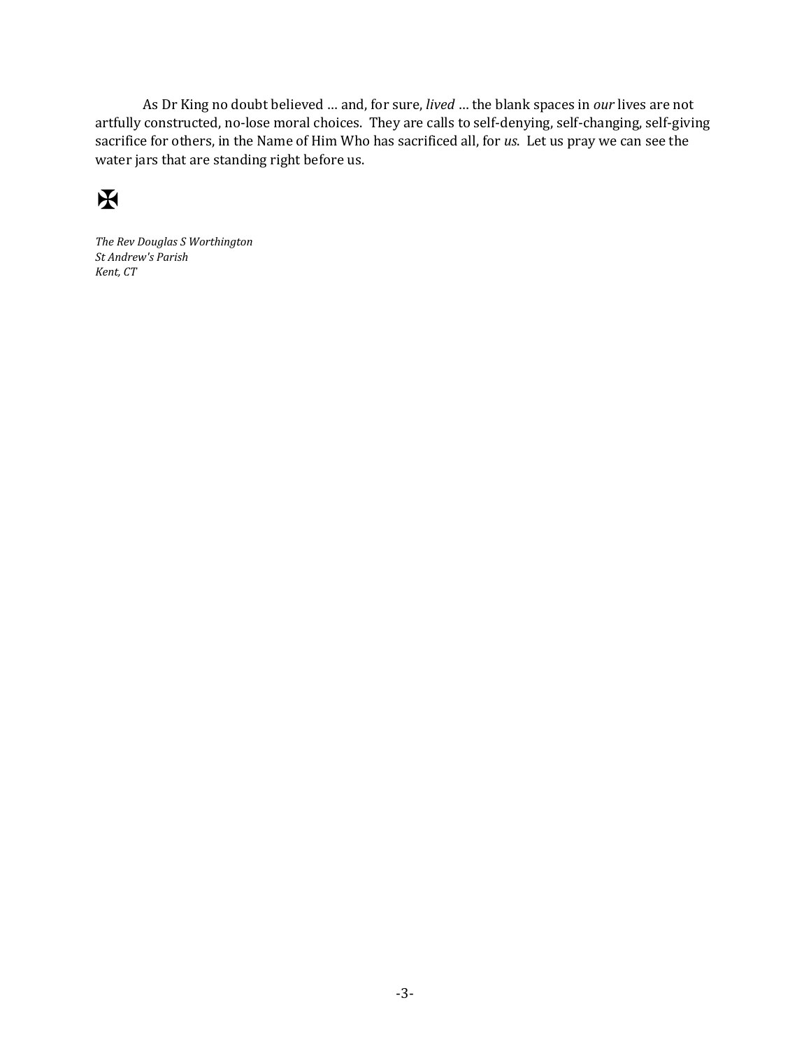As Dr King no doubt believed … and, for sure, *lived* … the blank spaces in *our* lives are not artfully constructed, no-lose moral choices. They are calls to self-denying, self-changing, self-giving sacrifice for others, in the Name of Him Who has sacrificed all, for *us*. Let us pray we can see the water jars that are standing right before us.

✠

*The Rev Douglas S Worthington*
*St Andrew's Parish*
*Kent, CT*